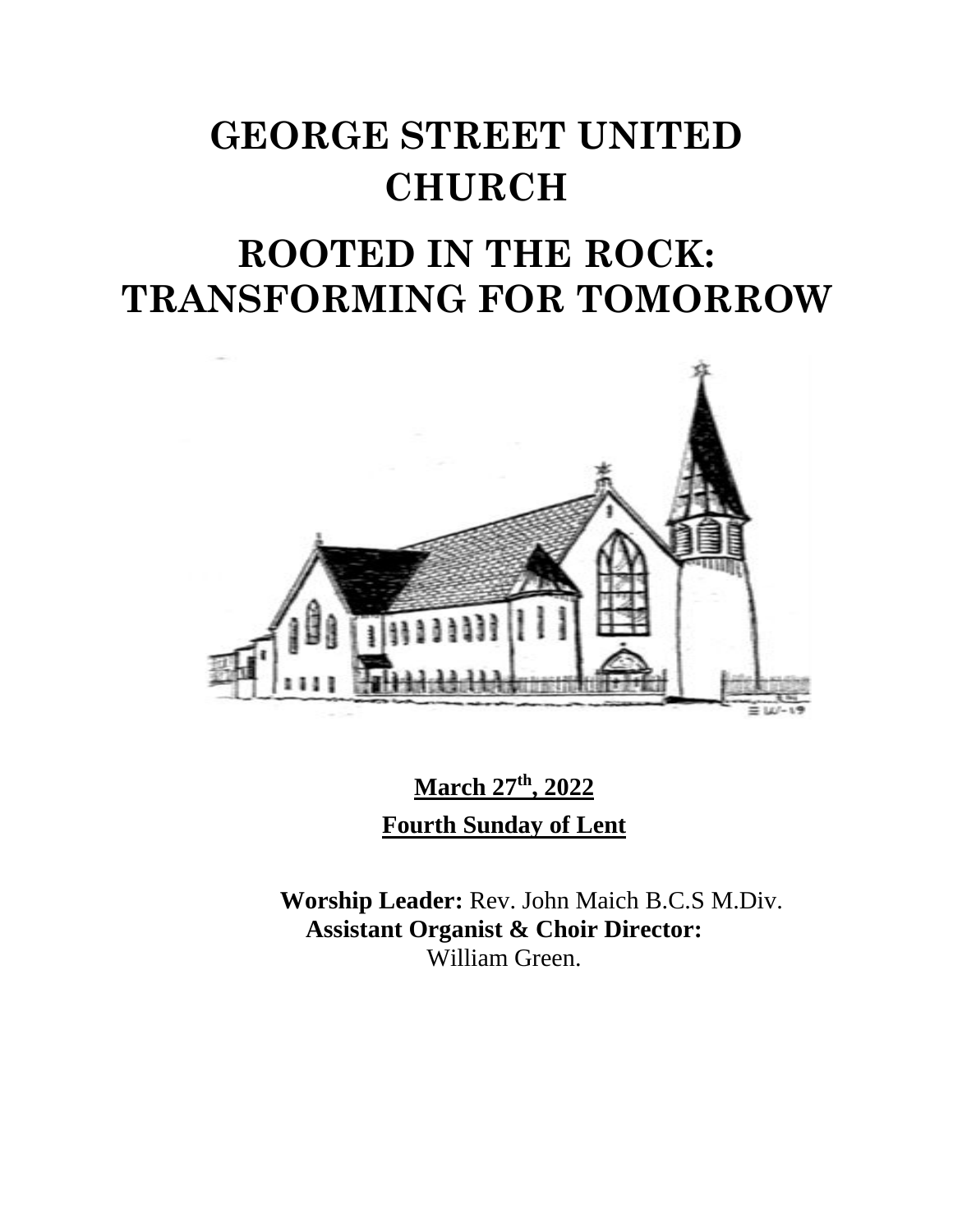# GEORGE STREET UNITED CHURCH

# ROOTED IN THE ROCK: TRANSFORMING FOR TOMORROW

**March 27th, 2022**

**Fourth Sunday of Lent**

**Worship Leader:** Rev. John Maich B.C.S M.Div.

**Assistant Organist & Choir Director:** William Green.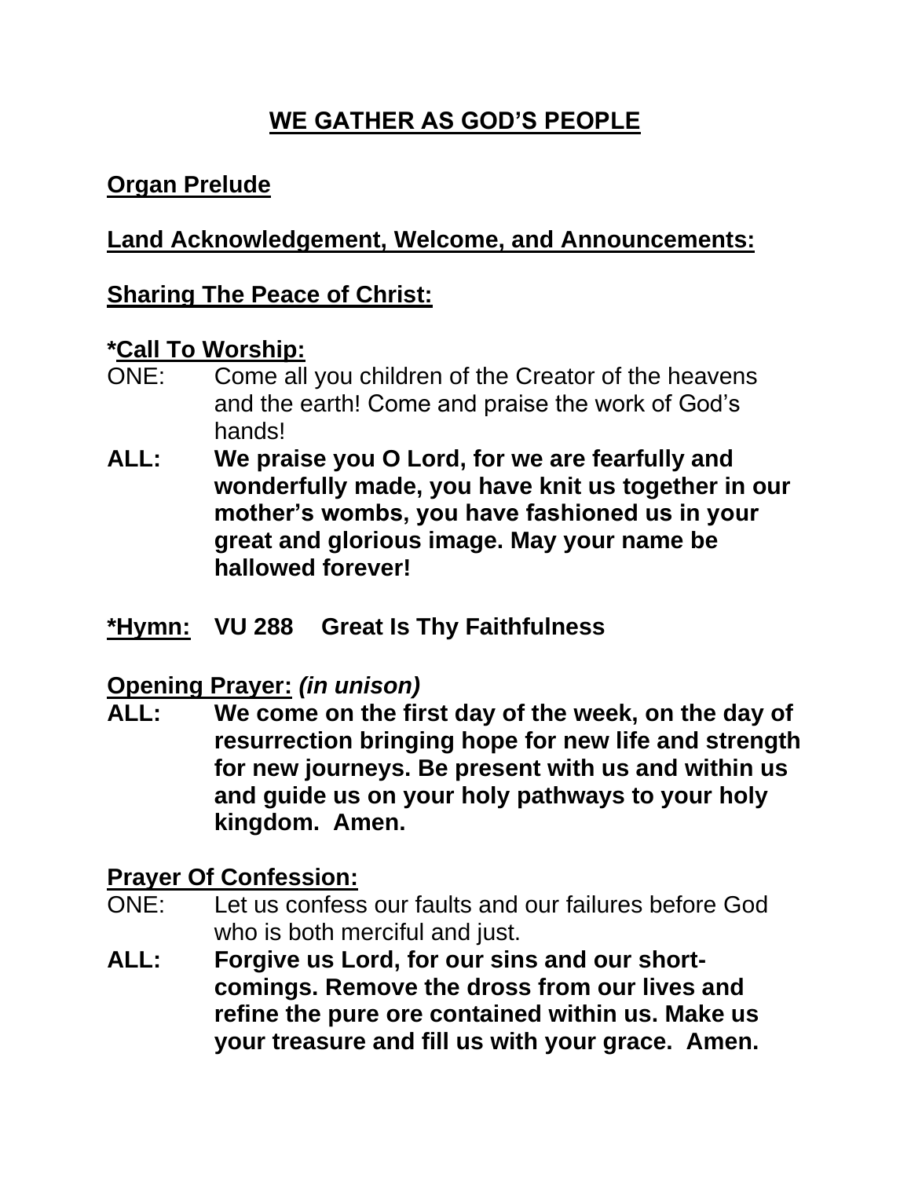## WE GATHER AS GOD'S PEOPLE

**Organ Prelude**

**Land Acknowledgement, Welcome, and Announcements:**

**Sharing The Peace of Christ:**

***Call To Worship:**

ONE: Come all you children of the Creator of the heavens and the earth! Come and praise the work of God's hands!

**ALL: We praise you O Lord, for we are fearfully and wonderfully made, you have knit us together in our mother's wombs, you have fashioned us in your great and glorious image. May your name be hallowed forever!**

***Hymn: VU 288 Great Is Thy Faithfulness**

**Opening Prayer:** ***(in unison)***

**ALL: We come on the first day of the week, on the day of resurrection bringing hope for new life and strength for new journeys. Be present with us and within us and guide us on your holy pathways to your holy kingdom. Amen.**

**Prayer Of Confession:**

ONE: Let us confess our faults and our failures before God who is both merciful and just.

**ALL: Forgive us Lord, for our sins and our short-comings. Remove the dross from our lives and refine the pure ore contained within us. Make us your treasure and fill us with your grace. Amen.**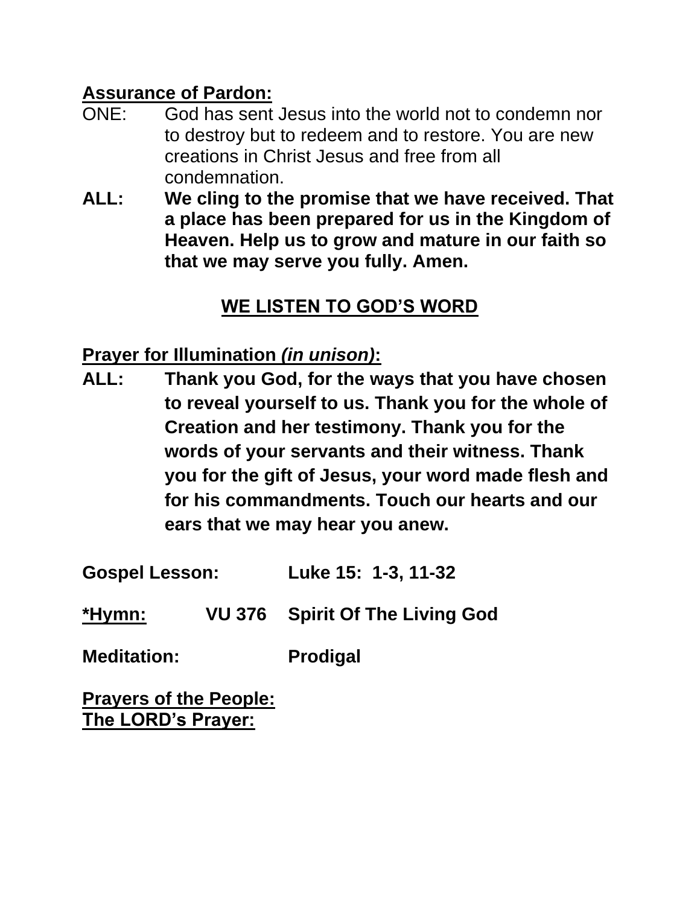**Assurance of Pardon:**

ONE: God has sent Jesus into the world not to condemn nor to destroy but to redeem and to restore. You are new creations in Christ Jesus and free from all condemnation.

**ALL: We cling to the promise that we have received. That a place has been prepared for us in the Kingdom of Heaven. Help us to grow and mature in our faith so that we may serve you fully. Amen.**

## WE LISTEN TO GOD'S WORD

**Prayer for Illumination *(in unison)*:**

**ALL: Thank you God, for the ways that you have chosen to reveal yourself to us. Thank you for the whole of Creation and her testimony. Thank you for the words of your servants and their witness. Thank you for the gift of Jesus, your word made flesh and for his commandments. Touch our hearts and our ears that we may hear you anew.**

**Gospel Lesson:** **Luke 15: 1-3, 11-32**

**\*Hymn:** **VU 376 Spirit Of The Living God**

**Meditation:** **Prodigal**

**Prayers of the People:**

**The LORD's Prayer:**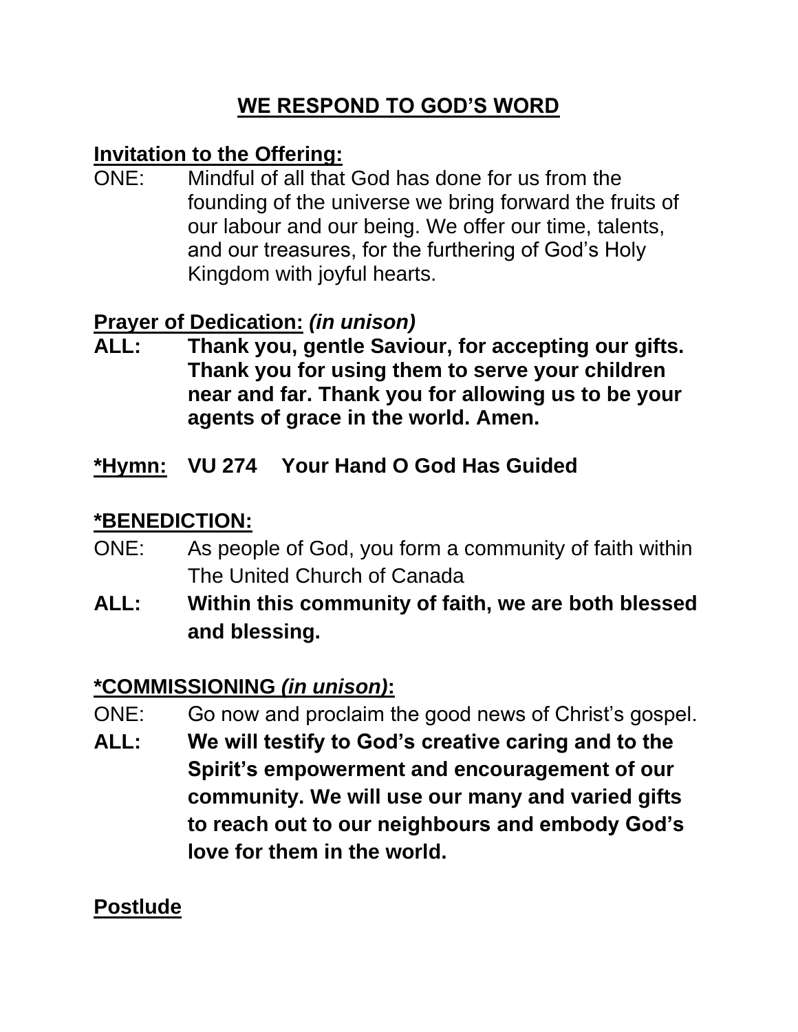## WE RESPOND TO GOD'S WORD

**Invitation to the Offering:**

ONE: Mindful of all that God has done for us from the founding of the universe we bring forward the fruits of our labour and our being. We offer our time, talents, and our treasures, for the furthering of God's Holy Kingdom with joyful hearts.

**Prayer of Dedication:** ***(in unison)***

**ALL: Thank you, gentle Saviour, for accepting our gifts. Thank you for using them to serve your children near and far. Thank you for allowing us to be your agents of grace in the world. Amen.**

**\*Hymn: VU 274 Your Hand O God Has Guided**

**\*BENEDICTION:**

ONE: As people of God, you form a community of faith within The United Church of Canada

**ALL: Within this community of faith, we are both blessed and blessing.**

**\*COMMISSIONING *(in unison)*:**

ONE: Go now and proclaim the good news of Christ's gospel.

**ALL: We will testify to God's creative caring and to the Spirit's empowerment and encouragement of our community. We will use our many and varied gifts to reach out to our neighbours and embody God's love for them in the world.**

**Postlude**